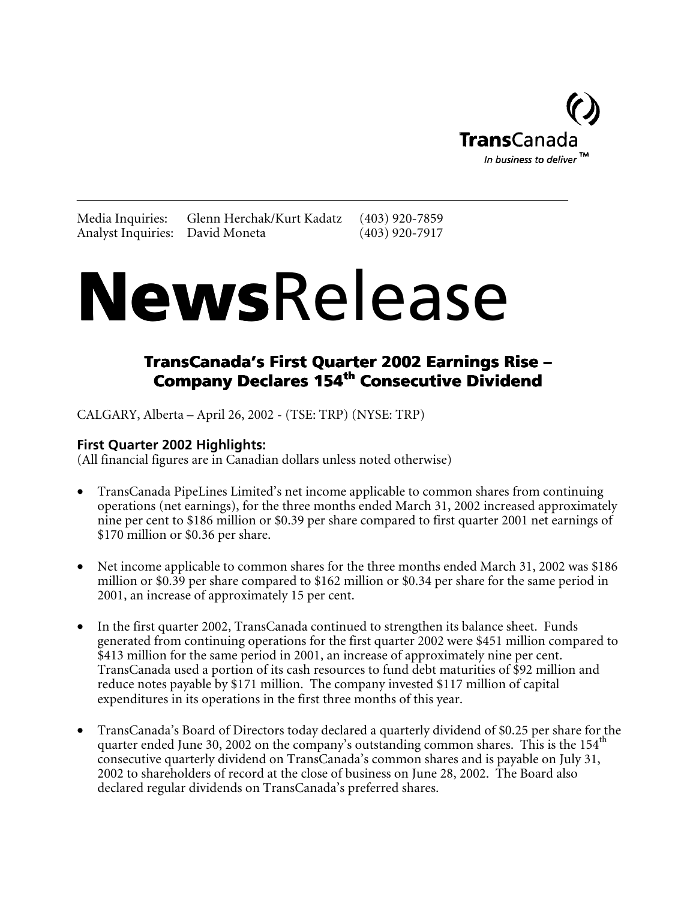TransCanada
*In business to deliver™*

Media Inquiries: Glenn Herchak/Kurt Kadatz (403) 920-7859
Analyst Inquiries: David Moneta (403) 920-7917

# NewsRelease

## TransCanada's First Quarter 2002 Earnings Rise – Company Declares 154th Consecutive Dividend

CALGARY, Alberta – April 26, 2002 - (TSE: TRP) (NYSE: TRP)

### First Quarter 2002 Highlights:

(All financial figures are in Canadian dollars unless noted otherwise)

- TransCanada PipeLines Limited's net income applicable to common shares from continuing operations (net earnings), for the three months ended March 31, 2002 increased approximately nine per cent to $186 million or $0.39 per share compared to first quarter 2001 net earnings of $170 million or $0.36 per share.

- Net income applicable to common shares for the three months ended March 31, 2002 was $186 million or $0.39 per share compared to $162 million or $0.34 per share for the same period in 2001, an increase of approximately 15 per cent.

- In the first quarter 2002, TransCanada continued to strengthen its balance sheet. Funds generated from continuing operations for the first quarter 2002 were $451 million compared to $413 million for the same period in 2001, an increase of approximately nine per cent. TransCanada used a portion of its cash resources to fund debt maturities of $92 million and reduce notes payable by $171 million. The company invested $117 million of capital expenditures in its operations in the first three months of this year.

- TransCanada's Board of Directors today declared a quarterly dividend of $0.25 per share for the quarter ended June 30, 2002 on the company's outstanding common shares. This is the 154th consecutive quarterly dividend on TransCanada's common shares and is payable on July 31, 2002 to shareholders of record at the close of business on June 28, 2002. The Board also declared regular dividends on TransCanada's preferred shares.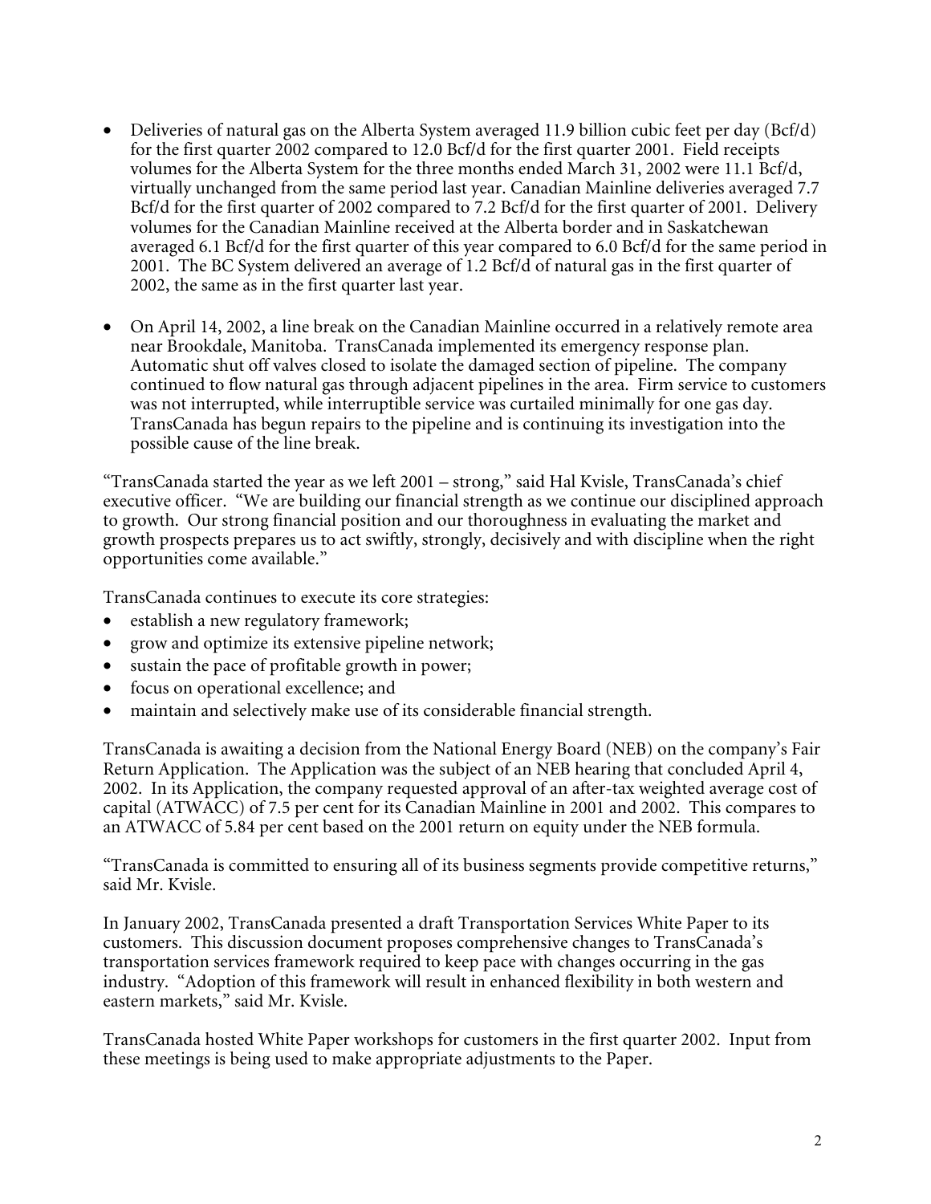- Deliveries of natural gas on the Alberta System averaged 11.9 billion cubic feet per day (Bcf/d) for the first quarter 2002 compared to 12.0 Bcf/d for the first quarter 2001. Field receipts volumes for the Alberta System for the three months ended March 31, 2002 were 11.1 Bcf/d, virtually unchanged from the same period last year. Canadian Mainline deliveries averaged 7.7 Bcf/d for the first quarter of 2002 compared to 7.2 Bcf/d for the first quarter of 2001. Delivery volumes for the Canadian Mainline received at the Alberta border and in Saskatchewan averaged 6.1 Bcf/d for the first quarter of this year compared to 6.0 Bcf/d for the same period in 2001. The BC System delivered an average of 1.2 Bcf/d of natural gas in the first quarter of 2002, the same as in the first quarter last year.

- On April 14, 2002, a line break on the Canadian Mainline occurred in a relatively remote area near Brookdale, Manitoba. TransCanada implemented its emergency response plan. Automatic shut off valves closed to isolate the damaged section of pipeline. The company continued to flow natural gas through adjacent pipelines in the area. Firm service to customers was not interrupted, while interruptible service was curtailed minimally for one gas day. TransCanada has begun repairs to the pipeline and is continuing its investigation into the possible cause of the line break.

"TransCanada started the year as we left 2001 – strong," said Hal Kvisle, TransCanada's chief executive officer. "We are building our financial strength as we continue our disciplined approach to growth. Our strong financial position and our thoroughness in evaluating the market and growth prospects prepares us to act swiftly, strongly, decisively and with discipline when the right opportunities come available."

TransCanada continues to execute its core strategies:

- establish a new regulatory framework;
- grow and optimize its extensive pipeline network;
- sustain the pace of profitable growth in power;
- focus on operational excellence; and
- maintain and selectively make use of its considerable financial strength.

TransCanada is awaiting a decision from the National Energy Board (NEB) on the company's Fair Return Application. The Application was the subject of an NEB hearing that concluded April 4, 2002. In its Application, the company requested approval of an after-tax weighted average cost of capital (ATWACC) of 7.5 per cent for its Canadian Mainline in 2001 and 2002. This compares to an ATWACC of 5.84 per cent based on the 2001 return on equity under the NEB formula.

"TransCanada is committed to ensuring all of its business segments provide competitive returns," said Mr. Kvisle.

In January 2002, TransCanada presented a draft Transportation Services White Paper to its customers. This discussion document proposes comprehensive changes to TransCanada's transportation services framework required to keep pace with changes occurring in the gas industry. "Adoption of this framework will result in enhanced flexibility in both western and eastern markets," said Mr. Kvisle.

TransCanada hosted White Paper workshops for customers in the first quarter 2002. Input from these meetings is being used to make appropriate adjustments to the Paper.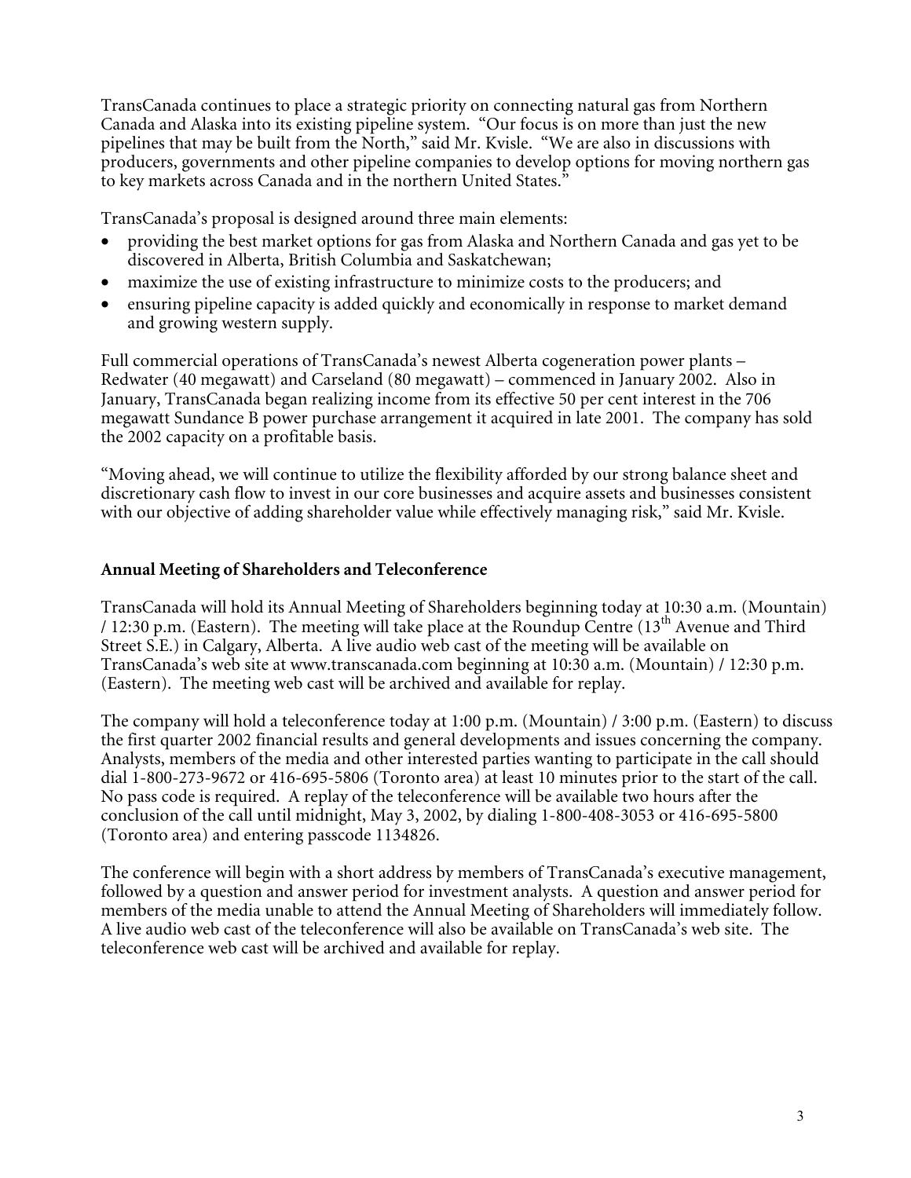TransCanada continues to place a strategic priority on connecting natural gas from Northern Canada and Alaska into its existing pipeline system. "Our focus is on more than just the new pipelines that may be built from the North," said Mr. Kvisle. "We are also in discussions with producers, governments and other pipeline companies to develop options for moving northern gas to key markets across Canada and in the northern United States."

TransCanada's proposal is designed around three main elements:

- providing the best market options for gas from Alaska and Northern Canada and gas yet to be discovered in Alberta, British Columbia and Saskatchewan;
- maximize the use of existing infrastructure to minimize costs to the producers; and
- ensuring pipeline capacity is added quickly and economically in response to market demand and growing western supply.

Full commercial operations of TransCanada's newest Alberta cogeneration power plants – Redwater (40 megawatt) and Carseland (80 megawatt) – commenced in January 2002. Also in January, TransCanada began realizing income from its effective 50 per cent interest in the 706 megawatt Sundance B power purchase arrangement it acquired in late 2001. The company has sold the 2002 capacity on a profitable basis.

"Moving ahead, we will continue to utilize the flexibility afforded by our strong balance sheet and discretionary cash flow to invest in our core businesses and acquire assets and businesses consistent with our objective of adding shareholder value while effectively managing risk," said Mr. Kvisle.

**Annual Meeting of Shareholders and Teleconference**

TransCanada will hold its Annual Meeting of Shareholders beginning today at 10:30 a.m. (Mountain) / 12:30 p.m. (Eastern). The meeting will take place at the Roundup Centre (13th Avenue and Third Street S.E.) in Calgary, Alberta. A live audio web cast of the meeting will be available on TransCanada's web site at www.transcanada.com beginning at 10:30 a.m. (Mountain) / 12:30 p.m. (Eastern). The meeting web cast will be archived and available for replay.

The company will hold a teleconference today at 1:00 p.m. (Mountain) / 3:00 p.m. (Eastern) to discuss the first quarter 2002 financial results and general developments and issues concerning the company. Analysts, members of the media and other interested parties wanting to participate in the call should dial 1-800-273-9672 or 416-695-5806 (Toronto area) at least 10 minutes prior to the start of the call. No pass code is required. A replay of the teleconference will be available two hours after the conclusion of the call until midnight, May 3, 2002, by dialing 1-800-408-3053 or 416-695-5800 (Toronto area) and entering passcode 1134826.

The conference will begin with a short address by members of TransCanada's executive management, followed by a question and answer period for investment analysts. A question and answer period for members of the media unable to attend the Annual Meeting of Shareholders will immediately follow. A live audio web cast of the teleconference will also be available on TransCanada's web site. The teleconference web cast will be archived and available for replay.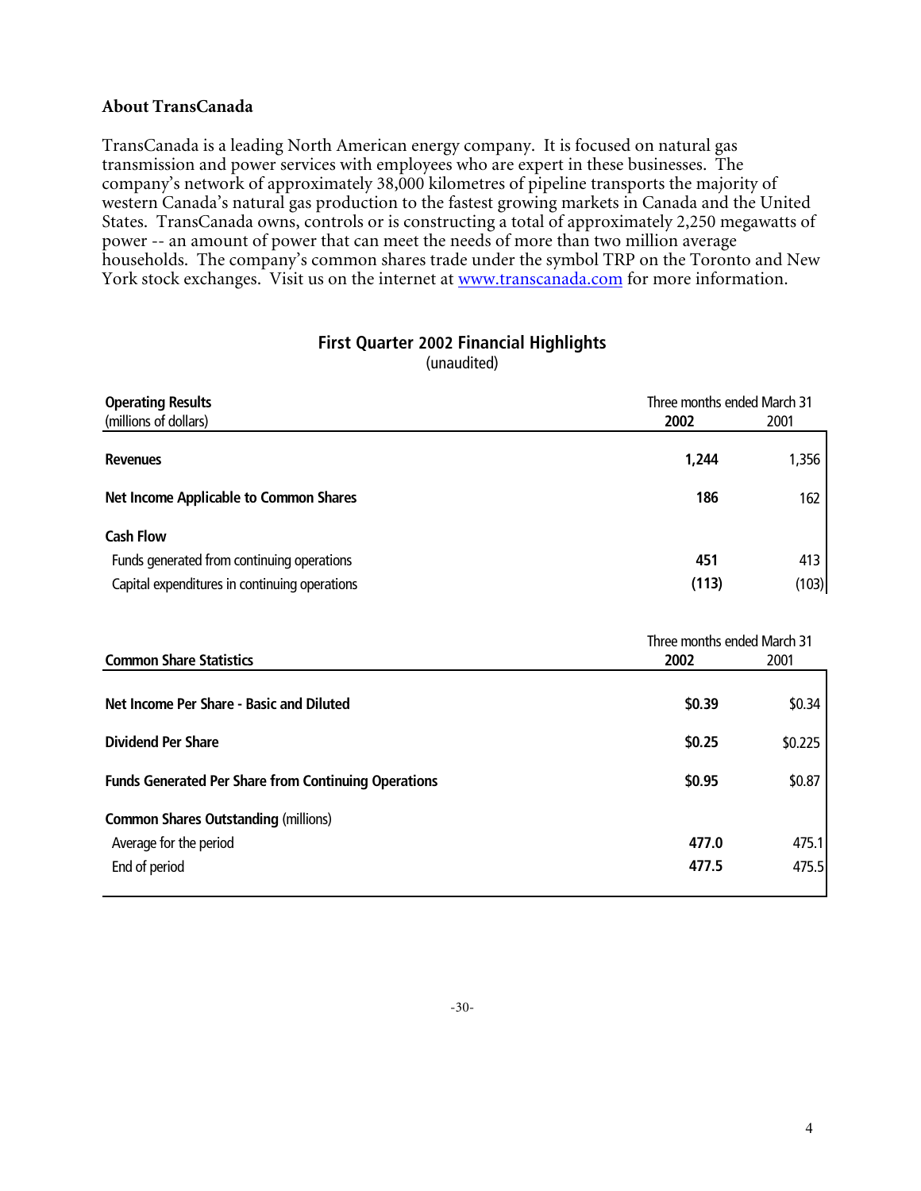## About TransCanada

TransCanada is a leading North American energy company. It is focused on natural gas transmission and power services with employees who are expert in these businesses. The company's network of approximately 38,000 kilometres of pipeline transports the majority of western Canada's natural gas production to the fastest growing markets in Canada and the United States. TransCanada owns, controls or is constructing a total of approximately 2,250 megawatts of power -- an amount of power that can meet the needs of more than two million average households. The company's common shares trade under the symbol TRP on the Toronto and New York stock exchanges. Visit us on the internet at www.transcanada.com for more information.

## First Quarter 2002 Financial Highlights

(unaudited)

| **Operating Results** (millions of dollars) | Three months ended March 31 **2002** | 2001 |
|---|---|---|
| **Revenues** | **1,244** | 1,356 |
| **Net Income Applicable to Common Shares** | **186** | 162 |
| **Cash Flow** | | |
| Funds generated from continuing operations | **451** | 413 |
| Capital expenditures in continuing operations | **(113)** | (103) |

| **Common Share Statistics** | Three months ended March 31 **2002** | 2001 |
|---|---|---|
| **Net Income Per Share - Basic and Diluted** | **$0.39** | $0.34 |
| **Dividend Per Share** | **$0.25** | $0.225 |
| **Funds Generated Per Share from Continuing Operations** | **$0.95** | $0.87 |
| **Common Shares Outstanding** (millions) | | |
| Average for the period | **477.0** | 475.1 |
| End of period | **477.5** | 475.5 |

-30-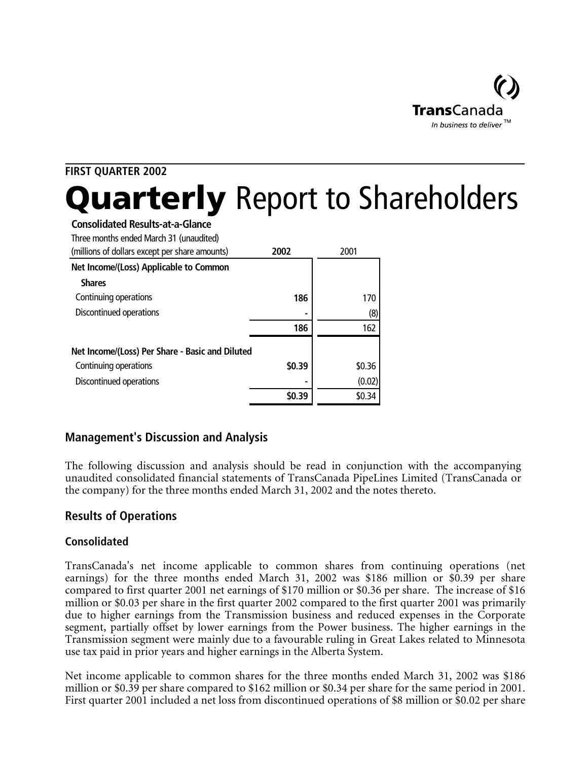**TransCanada**
*In business to deliver* ™

**FIRST QUARTER 2002**

# **Quarterly** Report to Shareholders

**Consolidated Results-at-a-Glance**

| Three months ended March 31 (unaudited) (millions of dollars except per share amounts) | **2002** | 2001 |
|---|---|---|
| **Net Income/(Loss) Applicable to Common Shares** | | |
| Continuing operations | **186** | 170 |
| Discontinued operations | **-** | (8) |
| | **186** | 162 |
| **Net Income/(Loss) Per Share - Basic and Diluted** | | |
| Continuing operations | **$0.39** | $0.36 |
| Discontinued operations | **-** | (0.02) |
| | **$0.39** | $0.34 |

## Management's Discussion and Analysis

The following discussion and analysis should be read in conjunction with the accompanying unaudited consolidated financial statements of TransCanada PipeLines Limited (TransCanada or the company) for the three months ended March 31, 2002 and the notes thereto.

## Results of Operations

### Consolidated

TransCanada's net income applicable to common shares from continuing operations (net earnings) for the three months ended March 31, 2002 was $186 million or $0.39 per share compared to first quarter 2001 net earnings of $170 million or $0.36 per share. The increase of $16 million or $0.03 per share in the first quarter 2002 compared to the first quarter 2001 was primarily due to higher earnings from the Transmission business and reduced expenses in the Corporate segment, partially offset by lower earnings from the Power business. The higher earnings in the Transmission segment were mainly due to a favourable ruling in Great Lakes related to Minnesota use tax paid in prior years and higher earnings in the Alberta System.

Net income applicable to common shares for the three months ended March 31, 2002 was $186 million or $0.39 per share compared to $162 million or $0.34 per share for the same period in 2001. First quarter 2001 included a net loss from discontinued operations of $8 million or $0.02 per share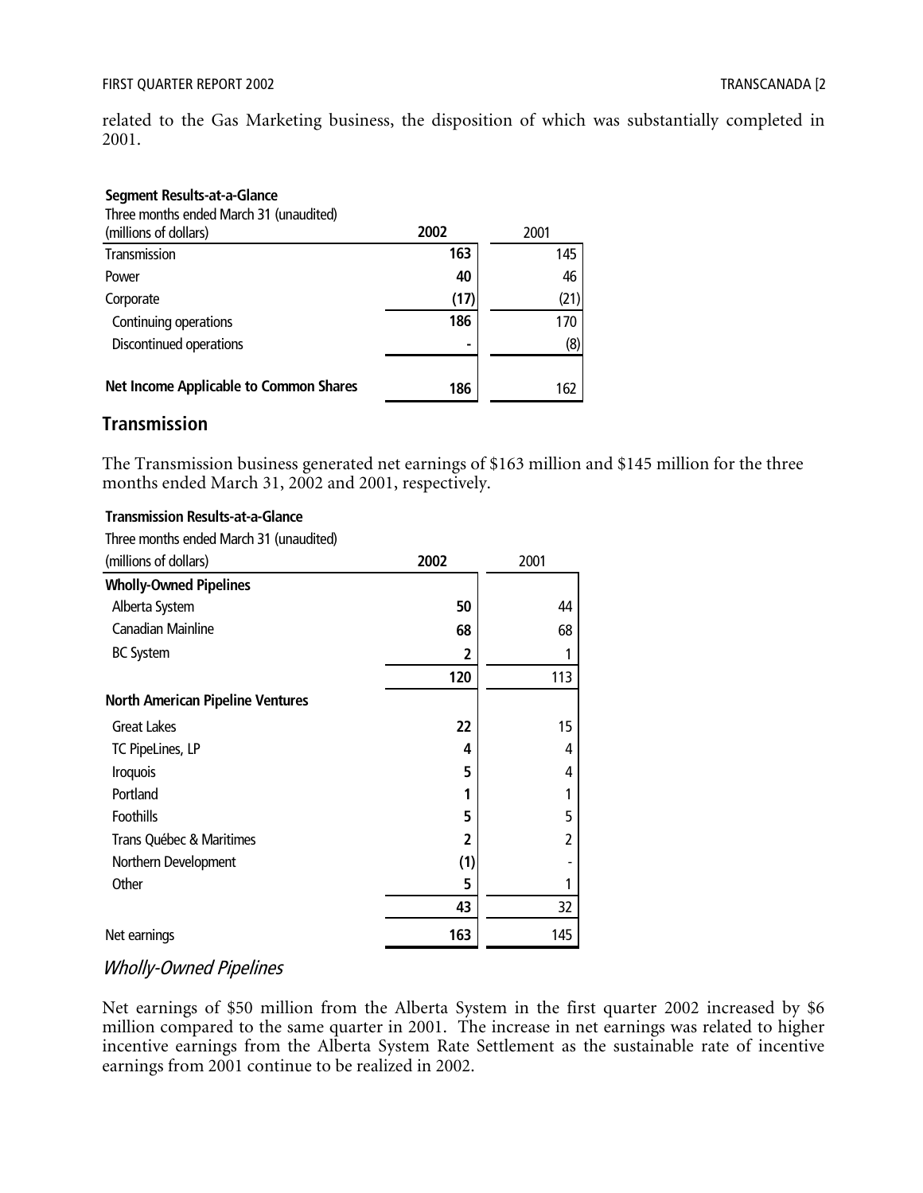related to the Gas Marketing business, the disposition of which was substantially completed in 2001.

**Segment Results-at-a-Glance**

| Three months ended March 31 (unaudited) (millions of dollars) | 2002 | 2001 |
|---|---|---|
| Transmission | **163** | 145 |
| Power | **40** | 46 |
| Corporate | **(17)** | (21) |
| Continuing operations | **186** | 170 |
| Discontinued operations | **-** | (8) |
| **Net Income Applicable to Common Shares** | **186** | 162 |

## Transmission

The Transmission business generated net earnings of $163 million and $145 million for the three months ended March 31, 2002 and 2001, respectively.

**Transmission Results-at-a-Glance**

| Three months ended March 31 (unaudited) (millions of dollars) | 2002 | 2001 |
|---|---|---|
| **Wholly-Owned Pipelines** | | |
| Alberta System | **50** | 44 |
| Canadian Mainline | **68** | 68 |
| BC System | **2** | 1 |
| | **120** | 113 |
| **North American Pipeline Ventures** | | |
| Great Lakes | **22** | 15 |
| TC PipeLines, LP | **4** | 4 |
| Iroquois | **5** | 4 |
| Portland | **1** | 1 |
| Foothills | **5** | 5 |
| Trans Québec & Maritimes | **2** | 2 |
| Northern Development | **(1)** | - |
| Other | **5** | 1 |
| | **43** | 32 |
| Net earnings | **163** | 145 |

### *Wholly-Owned Pipelines*

Net earnings of $50 million from the Alberta System in the first quarter 2002 increased by $6 million compared to the same quarter in 2001. The increase in net earnings was related to higher incentive earnings from the Alberta System Rate Settlement as the sustainable rate of incentive earnings from 2001 continue to be realized in 2002.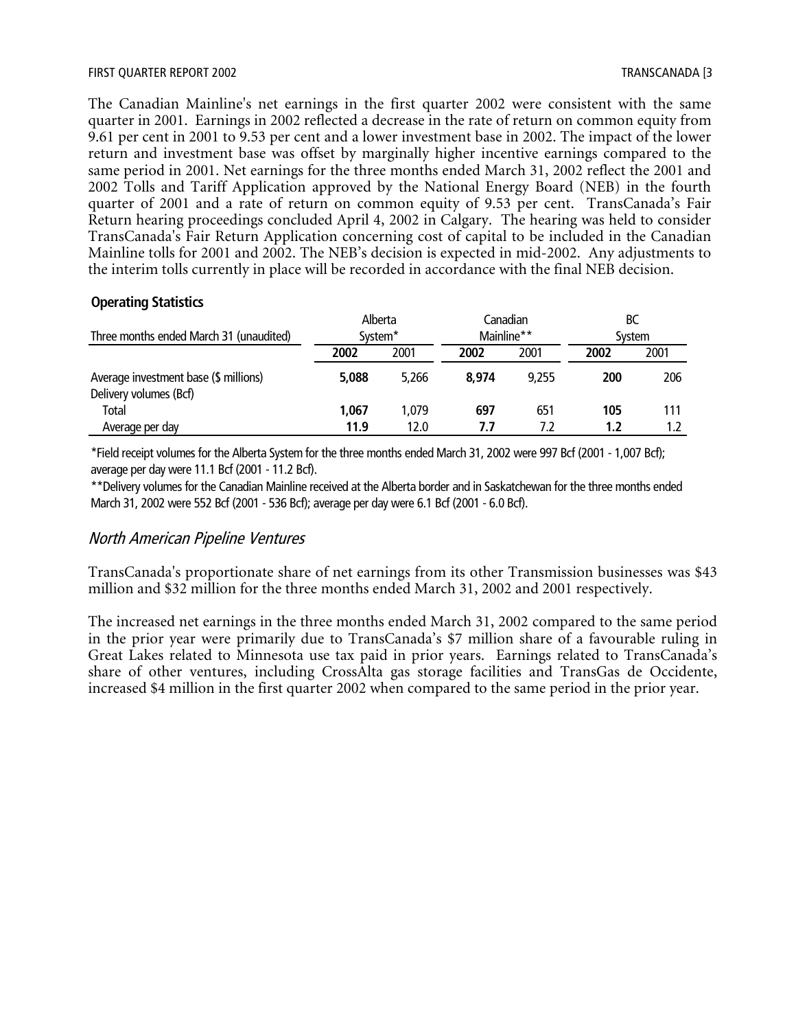The Canadian Mainline's net earnings in the first quarter 2002 were consistent with the same quarter in 2001. Earnings in 2002 reflected a decrease in the rate of return on common equity from 9.61 per cent in 2001 to 9.53 per cent and a lower investment base in 2002. The impact of the lower return and investment base was offset by marginally higher incentive earnings compared to the same period in 2001. Net earnings for the three months ended March 31, 2002 reflect the 2001 and 2002 Tolls and Tariff Application approved by the National Energy Board (NEB) in the fourth quarter of 2001 and a rate of return on common equity of 9.53 per cent. TransCanada's Fair Return hearing proceedings concluded April 4, 2002 in Calgary. The hearing was held to consider TransCanada's Fair Return Application concerning cost of capital to be included in the Canadian Mainline tolls for 2001 and 2002. The NEB's decision is expected in mid-2002. Any adjustments to the interim tolls currently in place will be recorded in accordance with the final NEB decision.

**Operating Statistics**

| Three months ended March 31 (unaudited) | Alberta System* | | Canadian Mainline** | | BC System | |
|---|---|---|---|---|---|---|
| | **2002** | 2001 | **2002** | 2001 | **2002** | 2001 |
| Average investment base ($ millions) | **5,088** | 5,266 | **8,974** | 9,255 | **200** | 206 |
| Delivery volumes (Bcf) | | | | | | |
| Total | **1,067** | 1,079 | **697** | 651 | **105** | 111 |
| Average per day | **11.9** | 12.0 | **7.7** | 7.2 | **1.2** | 1.2 |

*Field receipt volumes for the Alberta System for the three months ended March 31, 2002 were 997 Bcf (2001 - 1,007 Bcf); average per day were 11.1 Bcf (2001 - 11.2 Bcf).

**Delivery volumes for the Canadian Mainline received at the Alberta border and in Saskatchewan for the three months ended March 31, 2002 were 552 Bcf (2001 - 536 Bcf); average per day were 6.1 Bcf (2001 - 6.0 Bcf).

## *North American Pipeline Ventures*

TransCanada's proportionate share of net earnings from its other Transmission businesses was $43 million and $32 million for the three months ended March 31, 2002 and 2001 respectively.

The increased net earnings in the three months ended March 31, 2002 compared to the same period in the prior year were primarily due to TransCanada's $7 million share of a favourable ruling in Great Lakes related to Minnesota use tax paid in prior years. Earnings related to TransCanada's share of other ventures, including CrossAlta gas storage facilities and TransGas de Occidente, increased $4 million in the first quarter 2002 when compared to the same period in the prior year.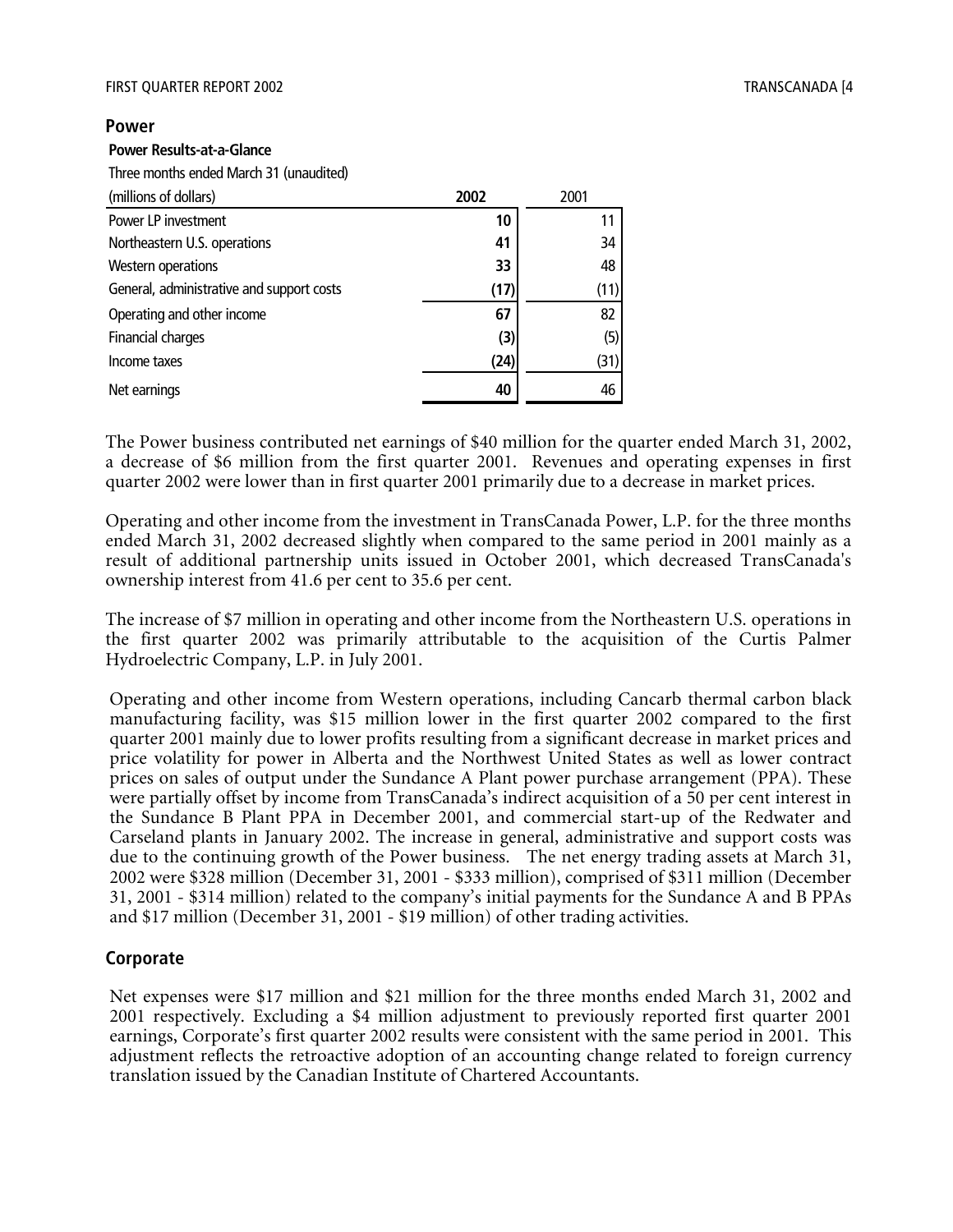## Power

**Power Results-at-a-Glance**

Three months ended March 31 (unaudited)

| (millions of dollars) | **2002** | 2001 |
|---|---|---|
| Power LP investment | **10** | 11 |
| Northeastern U.S. operations | **41** | 34 |
| Western operations | **33** | 48 |
| General, administrative and support costs | **(17)** | (11) |
| Operating and other income | **67** | 82 |
| Financial charges | **(3)** | (5) |
| Income taxes | **(24)** | (31) |
| Net earnings | **40** | 46 |

The Power business contributed net earnings of $40 million for the quarter ended March 31, 2002, a decrease of $6 million from the first quarter 2001. Revenues and operating expenses in first quarter 2002 were lower than in first quarter 2001 primarily due to a decrease in market prices.

Operating and other income from the investment in TransCanada Power, L.P. for the three months ended March 31, 2002 decreased slightly when compared to the same period in 2001 mainly as a result of additional partnership units issued in October 2001, which decreased TransCanada's ownership interest from 41.6 per cent to 35.6 per cent.

The increase of $7 million in operating and other income from the Northeastern U.S. operations in the first quarter 2002 was primarily attributable to the acquisition of the Curtis Palmer Hydroelectric Company, L.P. in July 2001.

Operating and other income from Western operations, including Cancarb thermal carbon black manufacturing facility, was $15 million lower in the first quarter 2002 compared to the first quarter 2001 mainly due to lower profits resulting from a significant decrease in market prices and price volatility for power in Alberta and the Northwest United States as well as lower contract prices on sales of output under the Sundance A Plant power purchase arrangement (PPA). These were partially offset by income from TransCanada's indirect acquisition of a 50 per cent interest in the Sundance B Plant PPA in December 2001, and commercial start-up of the Redwater and Carseland plants in January 2002. The increase in general, administrative and support costs was due to the continuing growth of the Power business. The net energy trading assets at March 31, 2002 were $328 million (December 31, 2001 - $333 million), comprised of $311 million (December 31, 2001 - $314 million) related to the company's initial payments for the Sundance A and B PPAs and $17 million (December 31, 2001 - $19 million) of other trading activities.

## Corporate

Net expenses were $17 million and $21 million for the three months ended March 31, 2002 and 2001 respectively. Excluding a $4 million adjustment to previously reported first quarter 2001 earnings, Corporate's first quarter 2002 results were consistent with the same period in 2001. This adjustment reflects the retroactive adoption of an accounting change related to foreign currency translation issued by the Canadian Institute of Chartered Accountants.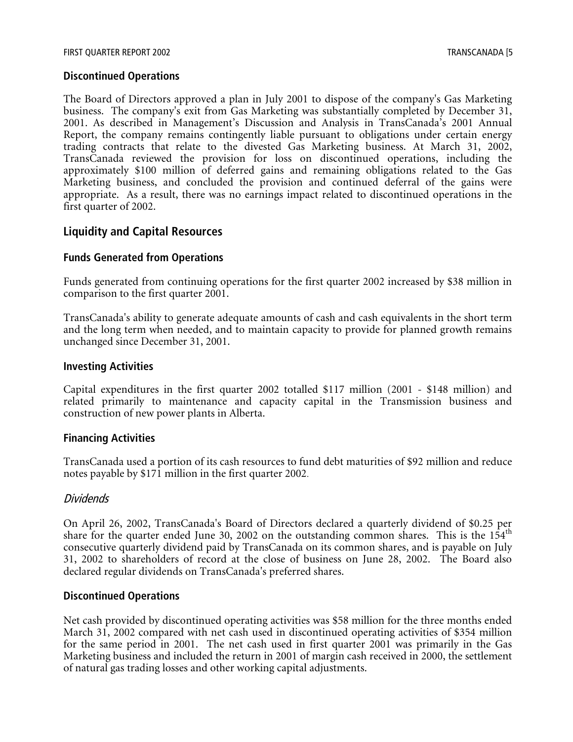## Discontinued Operations

The Board of Directors approved a plan in July 2001 to dispose of the company's Gas Marketing business. The company's exit from Gas Marketing was substantially completed by December 31, 2001. As described in Management's Discussion and Analysis in TransCanada's 2001 Annual Report, the company remains contingently liable pursuant to obligations under certain energy trading contracts that relate to the divested Gas Marketing business. At March 31, 2002, TransCanada reviewed the provision for loss on discontinued operations, including the approximately $100 million of deferred gains and remaining obligations related to the Gas Marketing business, and concluded the provision and continued deferral of the gains were appropriate. As a result, there was no earnings impact related to discontinued operations in the first quarter of 2002.

# Liquidity and Capital Resources

## Funds Generated from Operations

Funds generated from continuing operations for the first quarter 2002 increased by $38 million in comparison to the first quarter 2001.

TransCanada's ability to generate adequate amounts of cash and cash equivalents in the short term and the long term when needed, and to maintain capacity to provide for planned growth remains unchanged since December 31, 2001.

## Investing Activities

Capital expenditures in the first quarter 2002 totalled $117 million (2001 - $148 million) and related primarily to maintenance and capacity capital in the Transmission business and construction of new power plants in Alberta.

## Financing Activities

TransCanada used a portion of its cash resources to fund debt maturities of $92 million and reduce notes payable by $171 million in the first quarter 2002.

### *Dividends*

On April 26, 2002, TransCanada's Board of Directors declared a quarterly dividend of $0.25 per share for the quarter ended June 30, 2002 on the outstanding common shares. This is the 154th consecutive quarterly dividend paid by TransCanada on its common shares, and is payable on July 31, 2002 to shareholders of record at the close of business on June 28, 2002. The Board also declared regular dividends on TransCanada's preferred shares.

## Discontinued Operations

Net cash provided by discontinued operating activities was $58 million for the three months ended March 31, 2002 compared with net cash used in discontinued operating activities of $354 million for the same period in 2001. The net cash used in first quarter 2001 was primarily in the Gas Marketing business and included the return in 2001 of margin cash received in 2000, the settlement of natural gas trading losses and other working capital adjustments.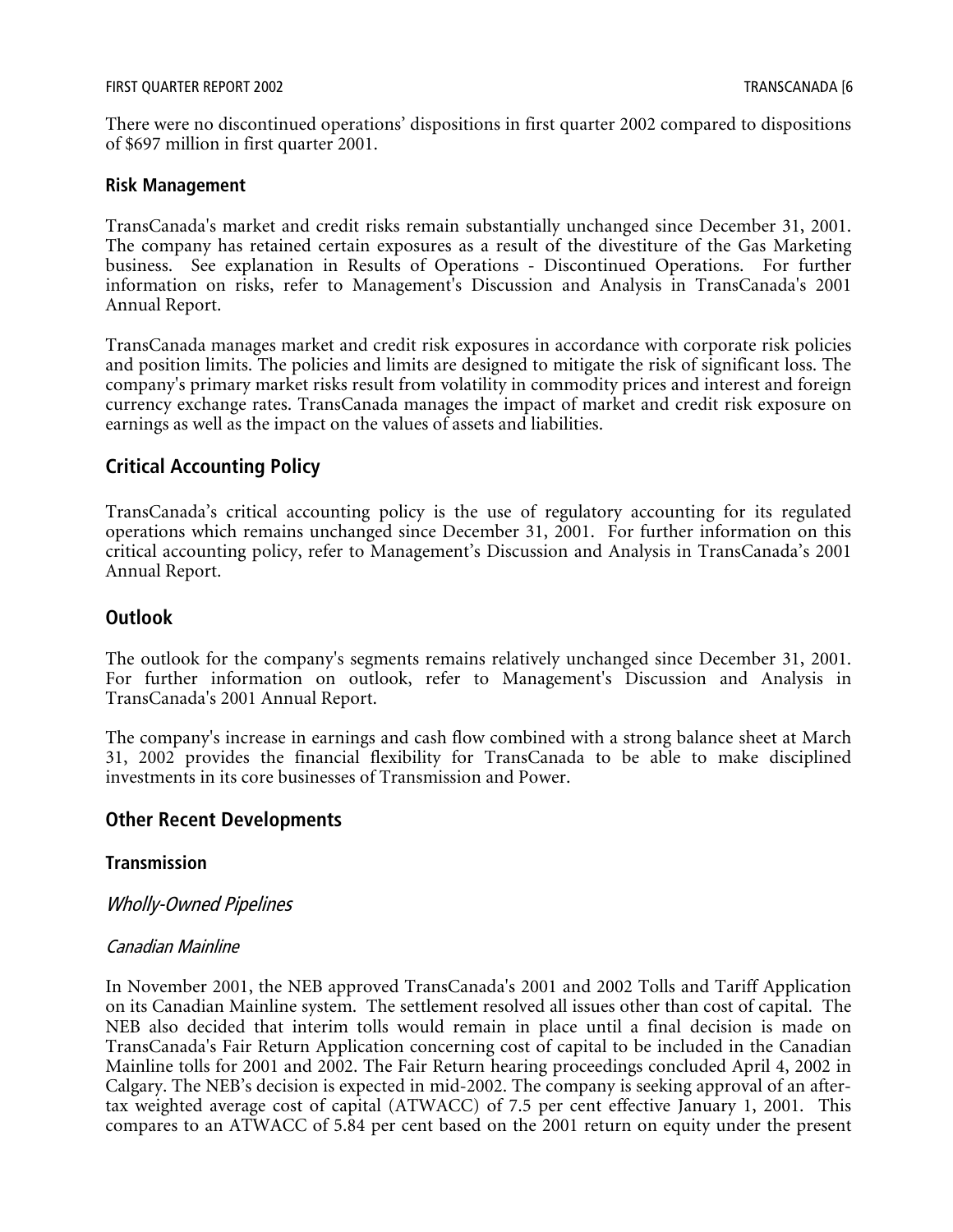There were no discontinued operations' dispositions in first quarter 2002 compared to dispositions of $697 million in first quarter 2001.

### Risk Management

TransCanada's market and credit risks remain substantially unchanged since December 31, 2001. The company has retained certain exposures as a result of the divestiture of the Gas Marketing business. See explanation in Results of Operations - Discontinued Operations. For further information on risks, refer to Management's Discussion and Analysis in TransCanada's 2001 Annual Report.

TransCanada manages market and credit risk exposures in accordance with corporate risk policies and position limits. The policies and limits are designed to mitigate the risk of significant loss. The company's primary market risks result from volatility in commodity prices and interest and foreign currency exchange rates. TransCanada manages the impact of market and credit risk exposure on earnings as well as the impact on the values of assets and liabilities.

## Critical Accounting Policy

TransCanada's critical accounting policy is the use of regulatory accounting for its regulated operations which remains unchanged since December 31, 2001. For further information on this critical accounting policy, refer to Management's Discussion and Analysis in TransCanada's 2001 Annual Report.

## Outlook

The outlook for the company's segments remains relatively unchanged since December 31, 2001. For further information on outlook, refer to Management's Discussion and Analysis in TransCanada's 2001 Annual Report.

The company's increase in earnings and cash flow combined with a strong balance sheet at March 31, 2002 provides the financial flexibility for TransCanada to be able to make disciplined investments in its core businesses of Transmission and Power.

## Other Recent Developments

### Transmission

*Wholly-Owned Pipelines*

*Canadian Mainline*

In November 2001, the NEB approved TransCanada's 2001 and 2002 Tolls and Tariff Application on its Canadian Mainline system. The settlement resolved all issues other than cost of capital. The NEB also decided that interim tolls would remain in place until a final decision is made on TransCanada's Fair Return Application concerning cost of capital to be included in the Canadian Mainline tolls for 2001 and 2002. The Fair Return hearing proceedings concluded April 4, 2002 in Calgary. The NEB's decision is expected in mid-2002. The company is seeking approval of an after-tax weighted average cost of capital (ATWACC) of 7.5 per cent effective January 1, 2001. This compares to an ATWACC of 5.84 per cent based on the 2001 return on equity under the present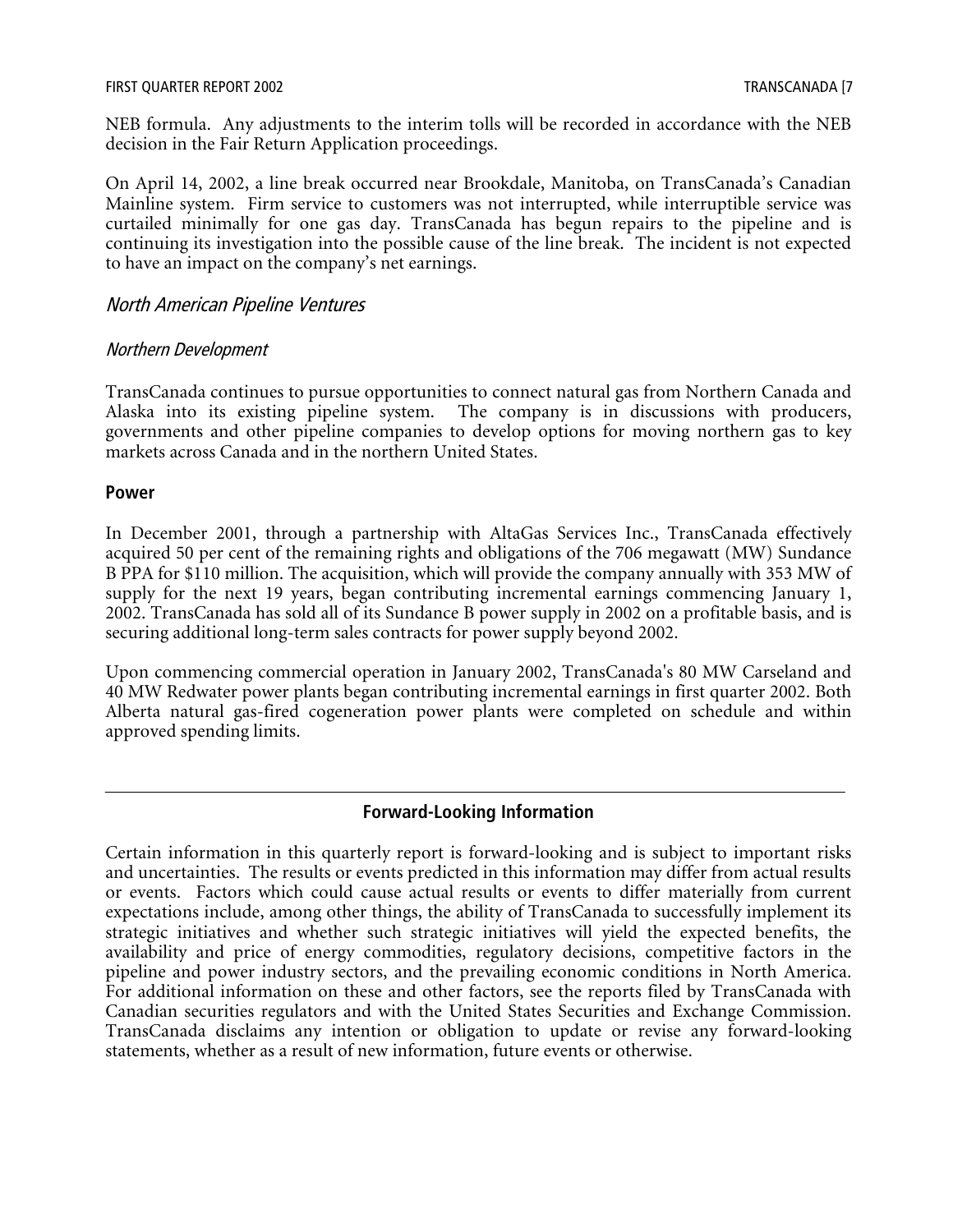NEB formula. Any adjustments to the interim tolls will be recorded in accordance with the NEB decision in the Fair Return Application proceedings.

On April 14, 2002, a line break occurred near Brookdale, Manitoba, on TransCanada's Canadian Mainline system. Firm service to customers was not interrupted, while interruptible service was curtailed minimally for one gas day. TransCanada has begun repairs to the pipeline and is continuing its investigation into the possible cause of the line break. The incident is not expected to have an impact on the company's net earnings.

### *North American Pipeline Ventures*

#### *Northern Development*

TransCanada continues to pursue opportunities to connect natural gas from Northern Canada and Alaska into its existing pipeline system. The company is in discussions with producers, governments and other pipeline companies to develop options for moving northern gas to key markets across Canada and in the northern United States.

## **Power**

In December 2001, through a partnership with AltaGas Services Inc., TransCanada effectively acquired 50 per cent of the remaining rights and obligations of the 706 megawatt (MW) Sundance B PPA for $110 million. The acquisition, which will provide the company annually with 353 MW of supply for the next 19 years, began contributing incremental earnings commencing January 1, 2002. TransCanada has sold all of its Sundance B power supply in 2002 on a profitable basis, and is securing additional long-term sales contracts for power supply beyond 2002.

Upon commencing commercial operation in January 2002, TransCanada's 80 MW Carseland and 40 MW Redwater power plants began contributing incremental earnings in first quarter 2002. Both Alberta natural gas-fired cogeneration power plants were completed on schedule and within approved spending limits.

---

## **Forward-Looking Information**

Certain information in this quarterly report is forward-looking and is subject to important risks and uncertainties. The results or events predicted in this information may differ from actual results or events. Factors which could cause actual results or events to differ materially from current expectations include, among other things, the ability of TransCanada to successfully implement its strategic initiatives and whether such strategic initiatives will yield the expected benefits, the availability and price of energy commodities, regulatory decisions, competitive factors in the pipeline and power industry sectors, and the prevailing economic conditions in North America. For additional information on these and other factors, see the reports filed by TransCanada with Canadian securities regulators and with the United States Securities and Exchange Commission. TransCanada disclaims any intention or obligation to update or revise any forward-looking statements, whether as a result of new information, future events or otherwise.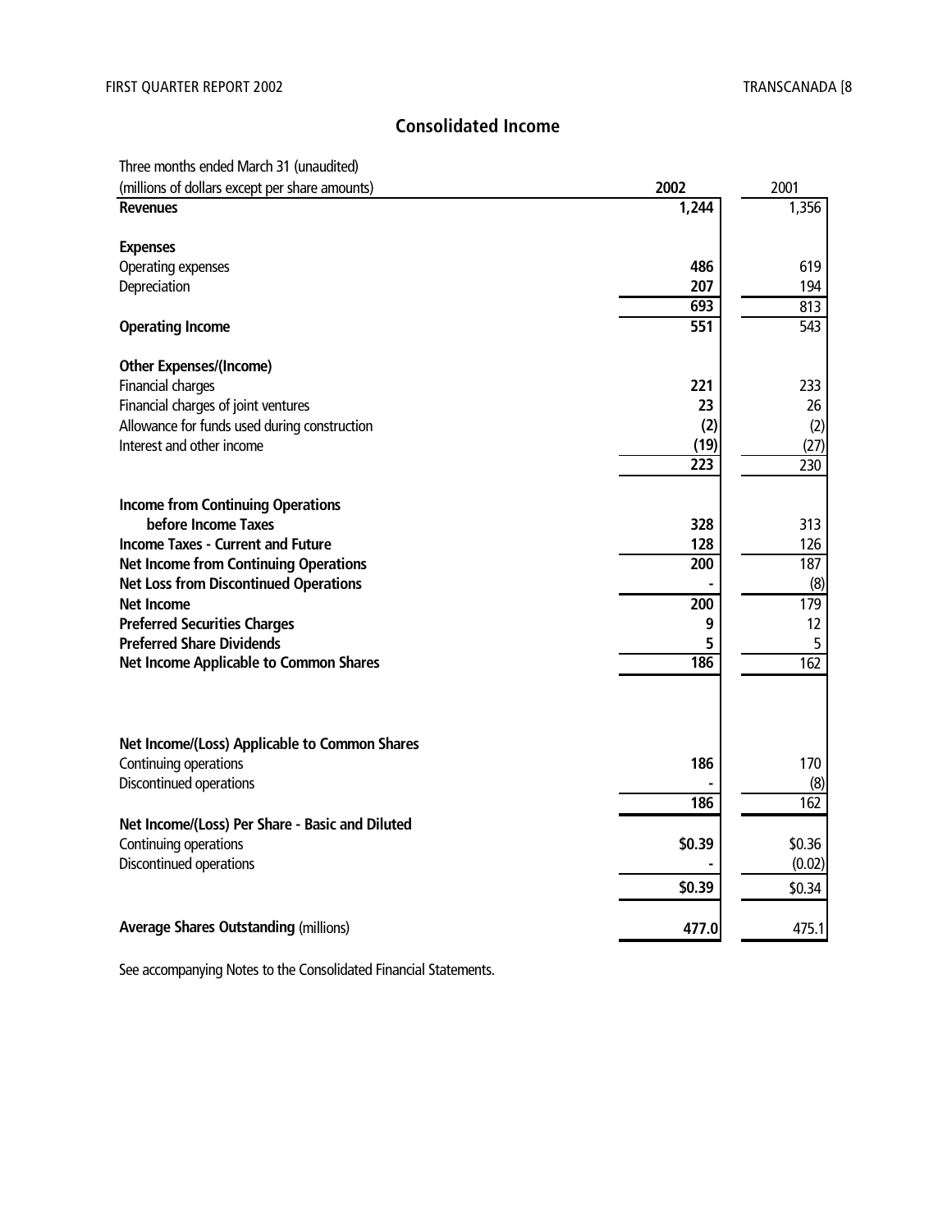## Consolidated Income

| Three months ended March 31 (unaudited)<br>(millions of dollars except per share amounts) | 2002 | 2001 |
|---|---|---|
| **Revenues** | **1,244** | 1,356 |
| | | |
| **Expenses** | | |
| Operating expenses | **486** | 619 |
| Depreciation | **207** | 194 |
| | **693** | 813 |
| **Operating Income** | **551** | 543 |
| | | |
| **Other Expenses/(Income)** | | |
| Financial charges | **221** | 233 |
| Financial charges of joint ventures | **23** | 26 |
| Allowance for funds used during construction | **(2)** | (2) |
| Interest and other income | **(19)** | (27) |
| | **223** | 230 |
| | | |
| **Income from Continuing Operations before Income Taxes** | **328** | 313 |
| **Income Taxes - Current and Future** | **128** | 126 |
| **Net Income from Continuing Operations** | **200** | 187 |
| **Net Loss from Discontinued Operations** | **-** | (8) |
| **Net Income** | **200** | 179 |
| **Preferred Securities Charges** | **9** | 12 |
| **Preferred Share Dividends** | **5** | 5 |
| **Net Income Applicable to Common Shares** | **186** | 162 |
| | | |
| **Net Income/(Loss) Applicable to Common Shares** | | |
| Continuing operations | **186** | 170 |
| Discontinued operations | **-** | (8) |
| | **186** | 162 |
| **Net Income/(Loss) Per Share - Basic and Diluted** | | |
| Continuing operations | **$0.39** | $0.36 |
| Discontinued operations | **-** | (0.02) |
| | **$0.39** | $0.34 |
| | | |
| **Average Shares Outstanding** (millions) | **477.0** | 475.1 |

See accompanying Notes to the Consolidated Financial Statements.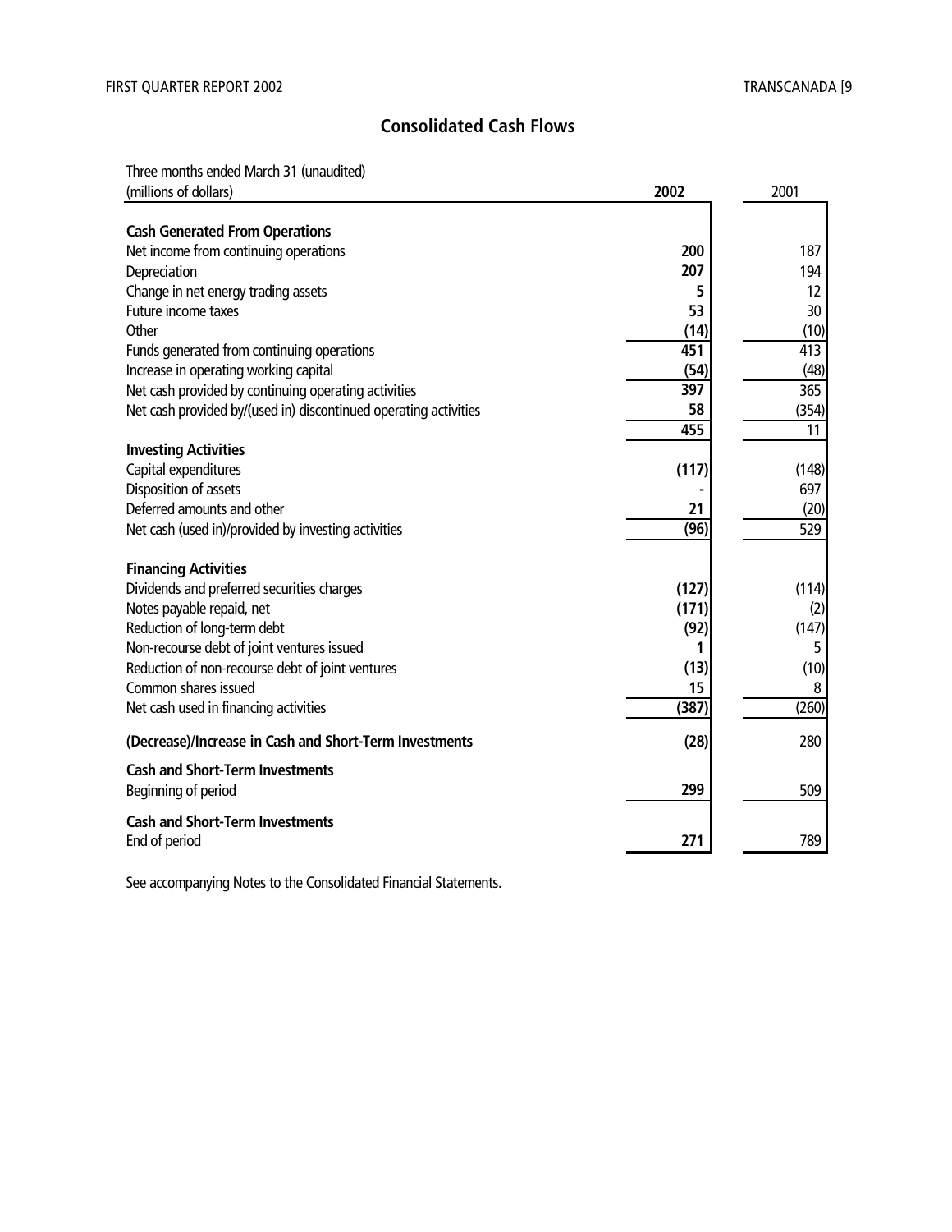## Consolidated Cash Flows

| Three months ended March 31 (unaudited)<br>(millions of dollars) | **2002** | 2001 |
|---|---|---|
| **Cash Generated From Operations** | | |
| Net income from continuing operations | **200** | 187 |
| Depreciation | **207** | 194 |
| Change in net energy trading assets | **5** | 12 |
| Future income taxes | **53** | 30 |
| Other | **(14)** | (10) |
| Funds generated from continuing operations | **451** | 413 |
| Increase in operating working capital | **(54)** | (48) |
| Net cash provided by continuing operating activities | **397** | 365 |
| Net cash provided by/(used in) discontinued operating activities | **58** | (354) |
| | **455** | 11 |
| **Investing Activities** | | |
| Capital expenditures | **(117)** | (148) |
| Disposition of assets | **-** | 697 |
| Deferred amounts and other | **21** | (20) |
| Net cash (used in)/provided by investing activities | **(96)** | 529 |
| **Financing Activities** | | |
| Dividends and preferred securities charges | **(127)** | (114) |
| Notes payable repaid, net | **(171)** | (2) |
| Reduction of long-term debt | **(92)** | (147) |
| Non-recourse debt of joint ventures issued | **1** | 5 |
| Reduction of non-recourse debt of joint ventures | **(13)** | (10) |
| Common shares issued | **15** | 8 |
| Net cash used in financing activities | **(387)** | (260) |
| **(Decrease)/Increase in Cash and Short-Term Investments** | **(28)** | 280 |
| **Cash and Short-Term Investments** | | |
| Beginning of period | **299** | 509 |
| **Cash and Short-Term Investments** | | |
| End of period | **271** | 789 |

See accompanying Notes to the Consolidated Financial Statements.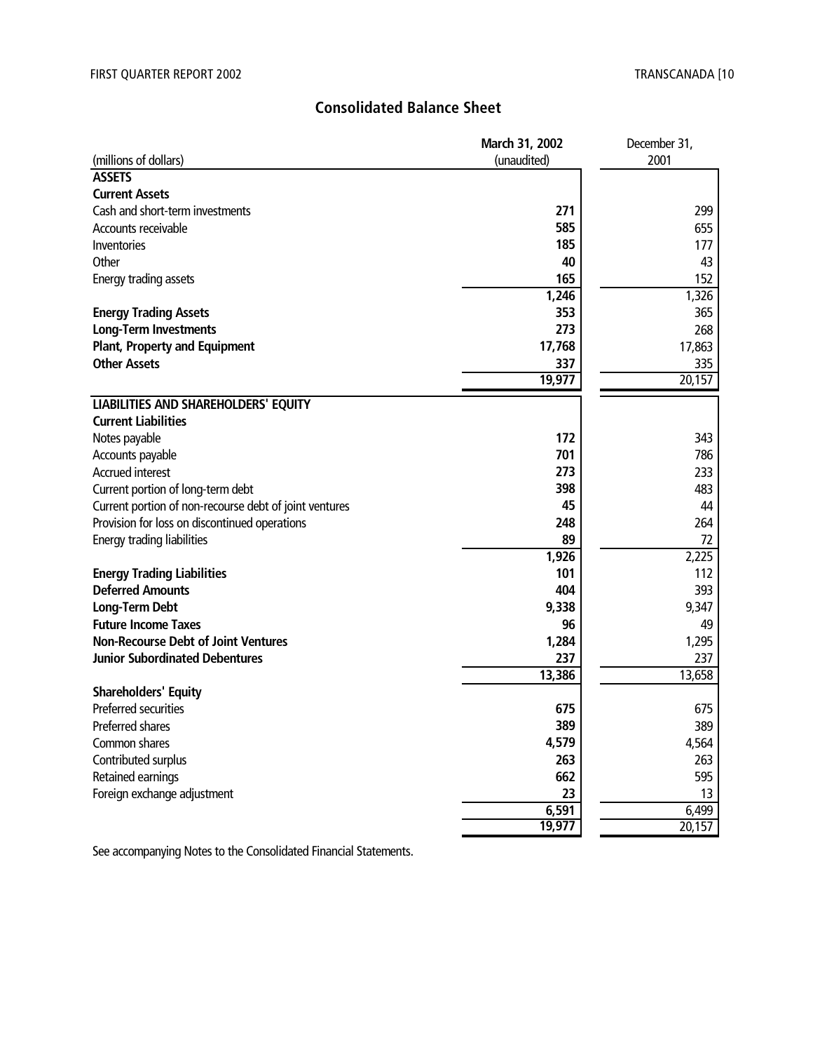# Consolidated Balance Sheet

| (millions of dollars) | March 31, 2002 (unaudited) | December 31, 2001 |
|---|---|---|
| **ASSETS** | | |
| **Current Assets** | | |
| Cash and short-term investments | **271** | 299 |
| Accounts receivable | **585** | 655 |
| Inventories | **185** | 177 |
| Other | **40** | 43 |
| Energy trading assets | **165** | 152 |
| | **1,246** | 1,326 |
| **Energy Trading Assets** | **353** | 365 |
| **Long-Term Investments** | **273** | 268 |
| **Plant, Property and Equipment** | **17,768** | 17,863 |
| **Other Assets** | **337** | 335 |
| | **19,977** | 20,157 |
| **LIABILITIES AND SHAREHOLDERS' EQUITY** | | |
| **Current Liabilities** | | |
| Notes payable | **172** | 343 |
| Accounts payable | **701** | 786 |
| Accrued interest | **273** | 233 |
| Current portion of long-term debt | **398** | 483 |
| Current portion of non-recourse debt of joint ventures | **45** | 44 |
| Provision for loss on discontinued operations | **248** | 264 |
| Energy trading liabilities | **89** | 72 |
| | **1,926** | 2,225 |
| **Energy Trading Liabilities** | **101** | 112 |
| **Deferred Amounts** | **404** | 393 |
| **Long-Term Debt** | **9,338** | 9,347 |
| **Future Income Taxes** | **96** | 49 |
| **Non-Recourse Debt of Joint Ventures** | **1,284** | 1,295 |
| **Junior Subordinated Debentures** | **237** | 237 |
| | **13,386** | 13,658 |
| **Shareholders' Equity** | | |
| Preferred securities | **675** | 675 |
| Preferred shares | **389** | 389 |
| Common shares | **4,579** | 4,564 |
| Contributed surplus | **263** | 263 |
| Retained earnings | **662** | 595 |
| Foreign exchange adjustment | **23** | 13 |
| | **6,591** | 6,499 |
| | **19,977** | 20,157 |

See accompanying Notes to the Consolidated Financial Statements.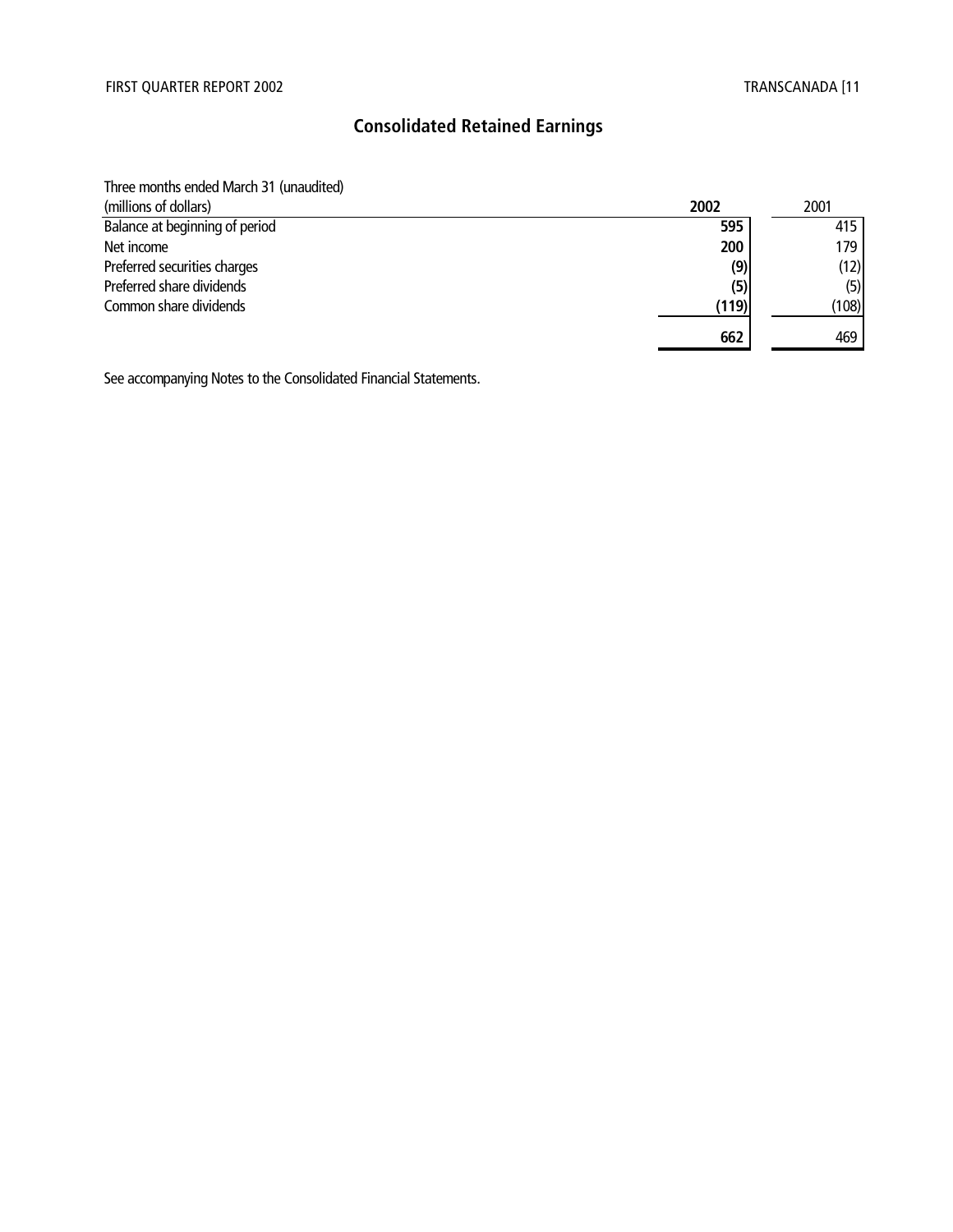# Consolidated Retained Earnings

| Three months ended March 31 (unaudited)<br>(millions of dollars) | **2002** | 2001 |
|---|---|---|
| Balance at beginning of period | **595** | 415 |
| Net income | **200** | 179 |
| Preferred securities charges | **(9)** | (12) |
| Preferred share dividends | **(5)** | (5) |
| Common share dividends | **(119)** | (108) |
| | **662** | 469 |

See accompanying Notes to the Consolidated Financial Statements.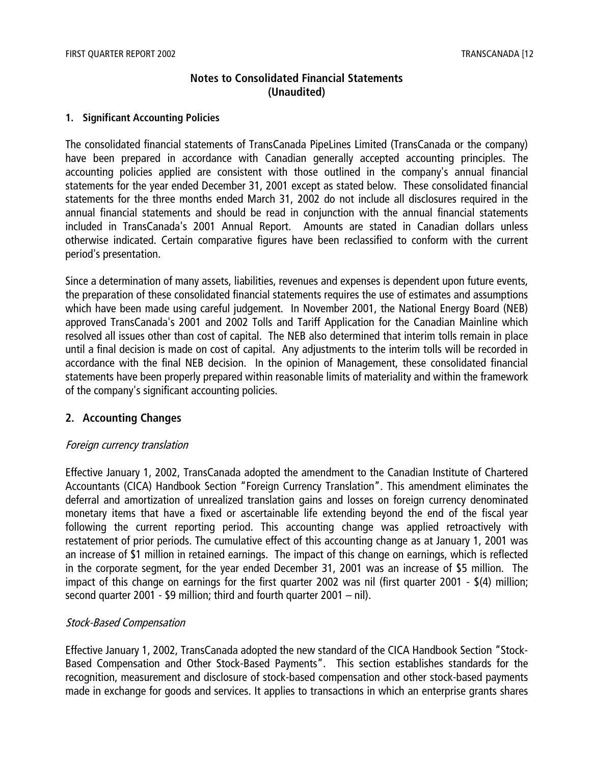## Notes to Consolidated Financial Statements (Unaudited)

### 1. Significant Accounting Policies

The consolidated financial statements of TransCanada PipeLines Limited (TransCanada or the company) have been prepared in accordance with Canadian generally accepted accounting principles. The accounting policies applied are consistent with those outlined in the company's annual financial statements for the year ended December 31, 2001 except as stated below. These consolidated financial statements for the three months ended March 31, 2002 do not include all disclosures required in the annual financial statements and should be read in conjunction with the annual financial statements included in TransCanada's 2001 Annual Report. Amounts are stated in Canadian dollars unless otherwise indicated. Certain comparative figures have been reclassified to conform with the current period's presentation.

Since a determination of many assets, liabilities, revenues and expenses is dependent upon future events, the preparation of these consolidated financial statements requires the use of estimates and assumptions which have been made using careful judgement. In November 2001, the National Energy Board (NEB) approved TransCanada's 2001 and 2002 Tolls and Tariff Application for the Canadian Mainline which resolved all issues other than cost of capital. The NEB also determined that interim tolls remain in place until a final decision is made on cost of capital. Any adjustments to the interim tolls will be recorded in accordance with the final NEB decision. In the opinion of Management, these consolidated financial statements have been properly prepared within reasonable limits of materiality and within the framework of the company's significant accounting policies.

### 2. Accounting Changes

*Foreign currency translation*

Effective January 1, 2002, TransCanada adopted the amendment to the Canadian Institute of Chartered Accountants (CICA) Handbook Section "Foreign Currency Translation". This amendment eliminates the deferral and amortization of unrealized translation gains and losses on foreign currency denominated monetary items that have a fixed or ascertainable life extending beyond the end of the fiscal year following the current reporting period. This accounting change was applied retroactively with restatement of prior periods. The cumulative effect of this accounting change as at January 1, 2001 was an increase of $1 million in retained earnings. The impact of this change on earnings, which is reflected in the corporate segment, for the year ended December 31, 2001 was an increase of $5 million. The impact of this change on earnings for the first quarter 2002 was nil (first quarter 2001 - $(4) million; second quarter 2001 - $9 million; third and fourth quarter 2001 – nil).

*Stock-Based Compensation*

Effective January 1, 2002, TransCanada adopted the new standard of the CICA Handbook Section "Stock-Based Compensation and Other Stock-Based Payments". This section establishes standards for the recognition, measurement and disclosure of stock-based compensation and other stock-based payments made in exchange for goods and services. It applies to transactions in which an enterprise grants shares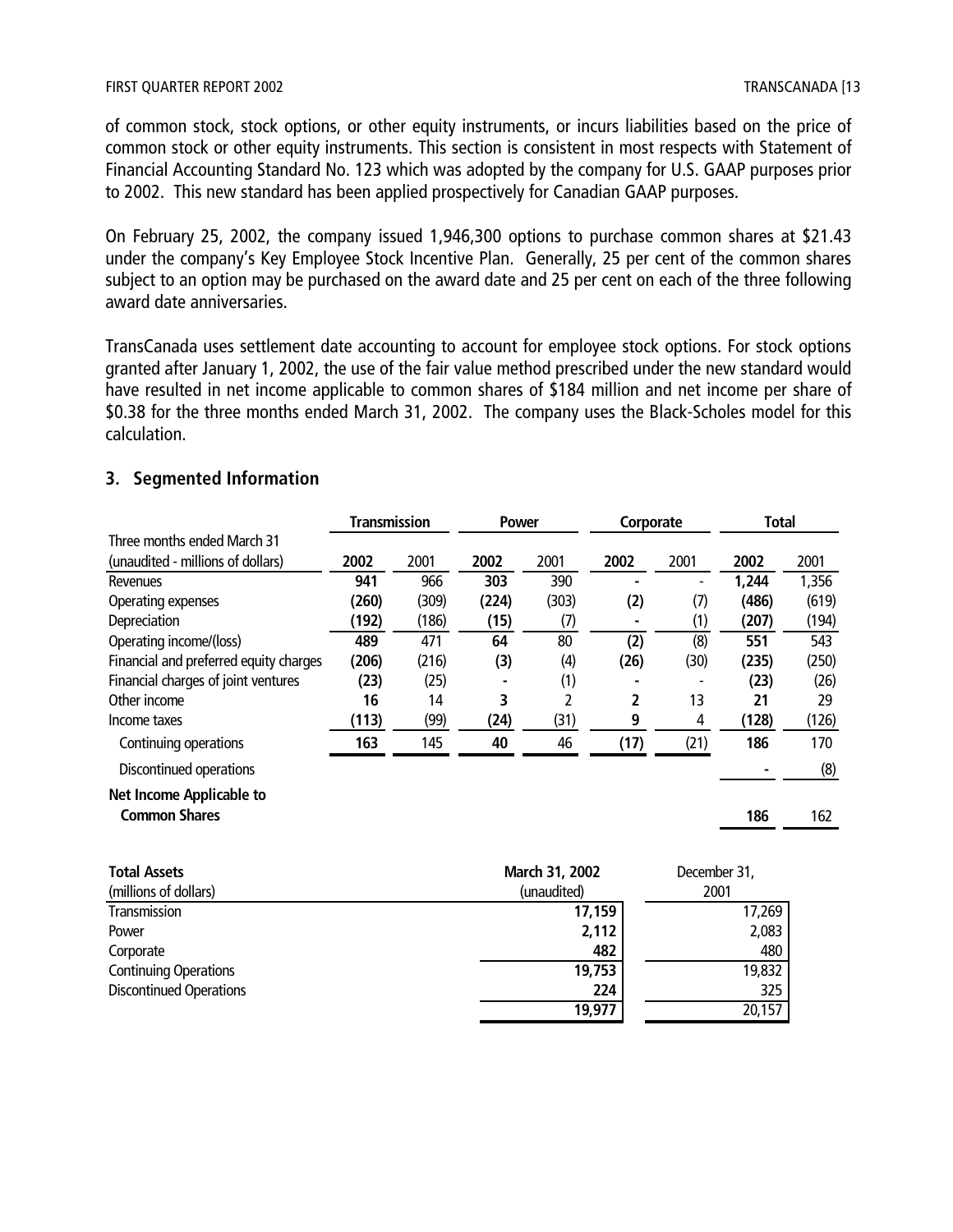of common stock, stock options, or other equity instruments, or incurs liabilities based on the price of common stock or other equity instruments. This section is consistent in most respects with Statement of Financial Accounting Standard No. 123 which was adopted by the company for U.S. GAAP purposes prior to 2002. This new standard has been applied prospectively for Canadian GAAP purposes.

On February 25, 2002, the company issued 1,946,300 options to purchase common shares at $21.43 under the company's Key Employee Stock Incentive Plan. Generally, 25 per cent of the common shares subject to an option may be purchased on the award date and 25 per cent on each of the three following award date anniversaries.

TransCanada uses settlement date accounting to account for employee stock options. For stock options granted after January 1, 2002, the use of the fair value method prescribed under the new standard would have resulted in net income applicable to common shares of $184 million and net income per share of $0.38 for the three months ended March 31, 2002. The company uses the Black-Scholes model for this calculation.

## 3. Segmented Information

| Three months ended March 31 (unaudited - millions of dollars) | Transmission | | Power | | Corporate | | Total | |
|---|---|---|---|---|---|---|---|---|
| | **2002** | 2001 | **2002** | 2001 | **2002** | 2001 | **2002** | 2001 |
| Revenues | **941** | 966 | **303** | 390 | **-** | - | **1,244** | 1,356 |
| Operating expenses | **(260)** | (309) | **(224)** | (303) | **(2)** | (7) | **(486)** | (619) |
| Depreciation | **(192)** | (186) | **(15)** | (7) | **-** | (1) | **(207)** | (194) |
| Operating income/(loss) | **489** | 471 | **64** | 80 | **(2)** | (8) | **551** | 543 |
| Financial and preferred equity charges | **(206)** | (216) | **(3)** | (4) | **(26)** | (30) | **(235)** | (250) |
| Financial charges of joint ventures | **(23)** | (25) | **-** | (1) | **-** | - | **(23)** | (26) |
| Other income | **16** | 14 | **3** | 2 | **2** | 13 | **21** | 29 |
| Income taxes | **(113)** | (99) | **(24)** | (31) | **9** | 4 | **(128)** | (126) |
| Continuing operations | **163** | 145 | **40** | 46 | **(17)** | (21) | **186** | 170 |
| Discontinued operations | | | | | | | **-** | (8) |
| **Net Income Applicable to Common Shares** | | | | | | | **186** | 162 |

| Total Assets (millions of dollars) | March 31, 2002 (unaudited) | December 31, 2001 |
|---|---|---|
| Transmission | **17,159** | 17,269 |
| Power | **2,112** | 2,083 |
| Corporate | **482** | 480 |
| Continuing Operations | **19,753** | 19,832 |
| Discontinued Operations | **224** | 325 |
| | **19,977** | 20,157 |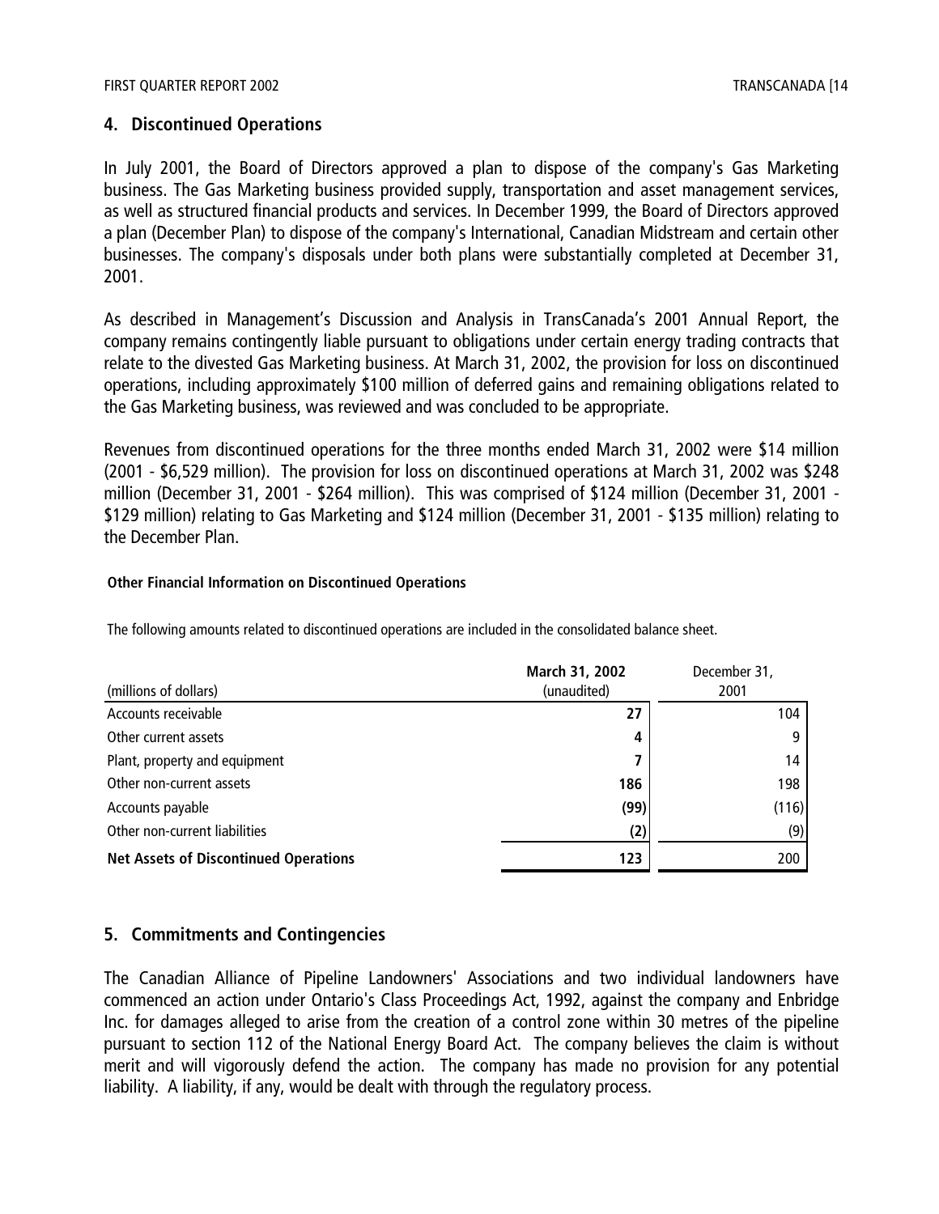## 4. Discontinued Operations

In July 2001, the Board of Directors approved a plan to dispose of the company's Gas Marketing business. The Gas Marketing business provided supply, transportation and asset management services, as well as structured financial products and services. In December 1999, the Board of Directors approved a plan (December Plan) to dispose of the company's International, Canadian Midstream and certain other businesses. The company's disposals under both plans were substantially completed at December 31, 2001.

As described in Management's Discussion and Analysis in TransCanada's 2001 Annual Report, the company remains contingently liable pursuant to obligations under certain energy trading contracts that relate to the divested Gas Marketing business. At March 31, 2002, the provision for loss on discontinued operations, including approximately $100 million of deferred gains and remaining obligations related to the Gas Marketing business, was reviewed and was concluded to be appropriate.

Revenues from discontinued operations for the three months ended March 31, 2002 were $14 million (2001 - $6,529 million). The provision for loss on discontinued operations at March 31, 2002 was $248 million (December 31, 2001 - $264 million). This was comprised of $124 million (December 31, 2001 - $129 million) relating to Gas Marketing and $124 million (December 31, 2001 - $135 million) relating to the December Plan.

**Other Financial Information on Discontinued Operations**

The following amounts related to discontinued operations are included in the consolidated balance sheet.

| (millions of dollars) | **March 31, 2002** (unaudited) | December 31, 2001 |
|---|---|---|
| Accounts receivable | **27** | 104 |
| Other current assets | **4** | 9 |
| Plant, property and equipment | **7** | 14 |
| Other non-current assets | **186** | 198 |
| Accounts payable | **(99)** | (116) |
| Other non-current liabilities | **(2)** | (9) |
| **Net Assets of Discontinued Operations** | **123** | 200 |

## 5. Commitments and Contingencies

The Canadian Alliance of Pipeline Landowners' Associations and two individual landowners have commenced an action under Ontario's Class Proceedings Act, 1992, against the company and Enbridge Inc. for damages alleged to arise from the creation of a control zone within 30 metres of the pipeline pursuant to section 112 of the National Energy Board Act. The company believes the claim is without merit and will vigorously defend the action. The company has made no provision for any potential liability. A liability, if any, would be dealt with through the regulatory process.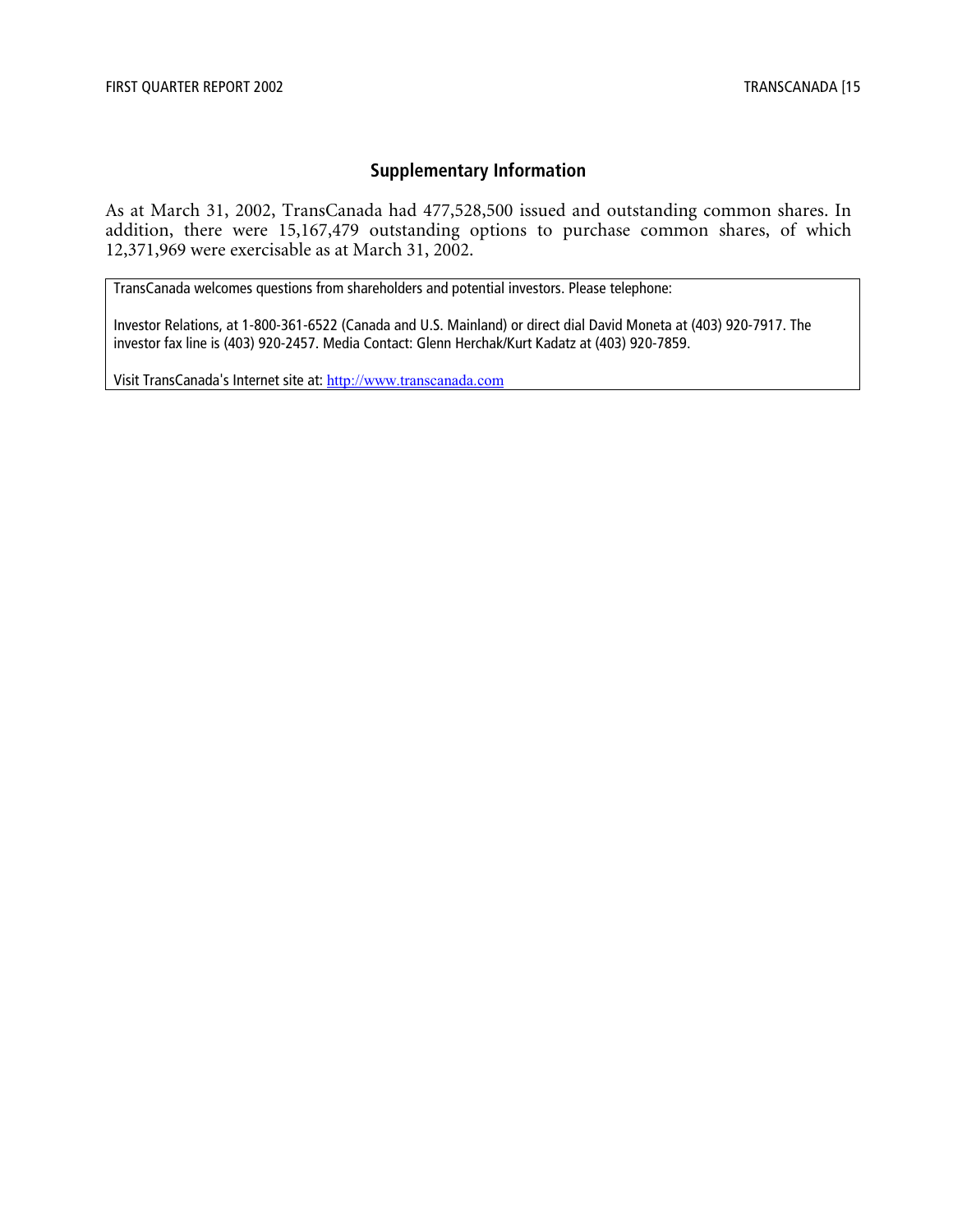## Supplementary Information

As at March 31, 2002, TransCanada had 477,528,500 issued and outstanding common shares. In addition, there were 15,167,479 outstanding options to purchase common shares, of which 12,371,969 were exercisable as at March 31, 2002.

TransCanada welcomes questions from shareholders and potential investors. Please telephone:

Investor Relations, at 1-800-361-6522 (Canada and U.S. Mainland) or direct dial David Moneta at (403) 920-7917. The investor fax line is (403) 920-2457. Media Contact: Glenn Herchak/Kurt Kadatz at (403) 920-7859.

Visit TransCanada's Internet site at: http://www.transcanada.com